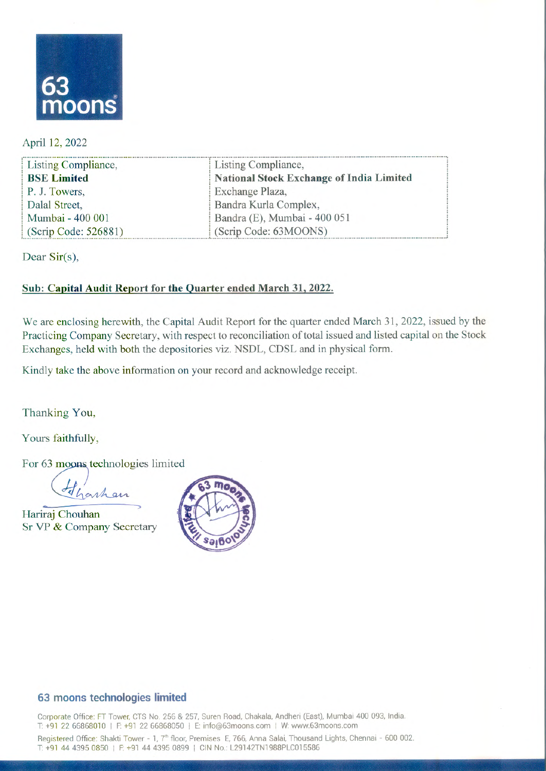63 moons

April 12, 2022

| Listing Compliance, | Listing Compliance, |
|---|---|
| **BSE Limited** | **National Stock Exchange of India Limited** |
| P. J. Towers, | Exchange Plaza, |
| Dalal Street, | Bandra Kurla Complex, |
| Mumbai - 400 001 | Bandra (E), Mumbai - 400 051 |
| (Scrip Code: 526881) | (Scrip Code: 63MOONS) |

Dear Sir(s),

**Sub: Capital Audit Report for the Quarter ended March 31, 2022.**

We are enclosing herewith, the Capital Audit Report for the quarter ended March 31, 2022, issued by the Practicing Company Secretary, with respect to reconciliation of total issued and listed capital on the Stock Exchanges, held with both the depositories viz. NSDL, CDSL and in physical form.

Kindly take the above information on your record and acknowledge receipt.

Thanking You,

Yours faithfully,

For 63 moons technologies limited

Hariraj Chouhan
Sr VP & Company Secretary

**63 moons technologies limited**

Corporate Office: FT Tower, CTS No. 256 & 257, Suren Road, Chakala, Andheri (East), Mumbai 400 093, India.
T: +91 22 66868010 | F: +91 22 66868050 | E: info@63moons.com | W: www.63moons.com

Registered Office: Shakti Tower - 1, 7th floor, Premises E, 766, Anna Salai, Thousand Lights, Chennai - 600 002.
T: +91 44 4395 0850 | F: +91 44 4395 0899 | CIN No.: L29142TN1988PLC015586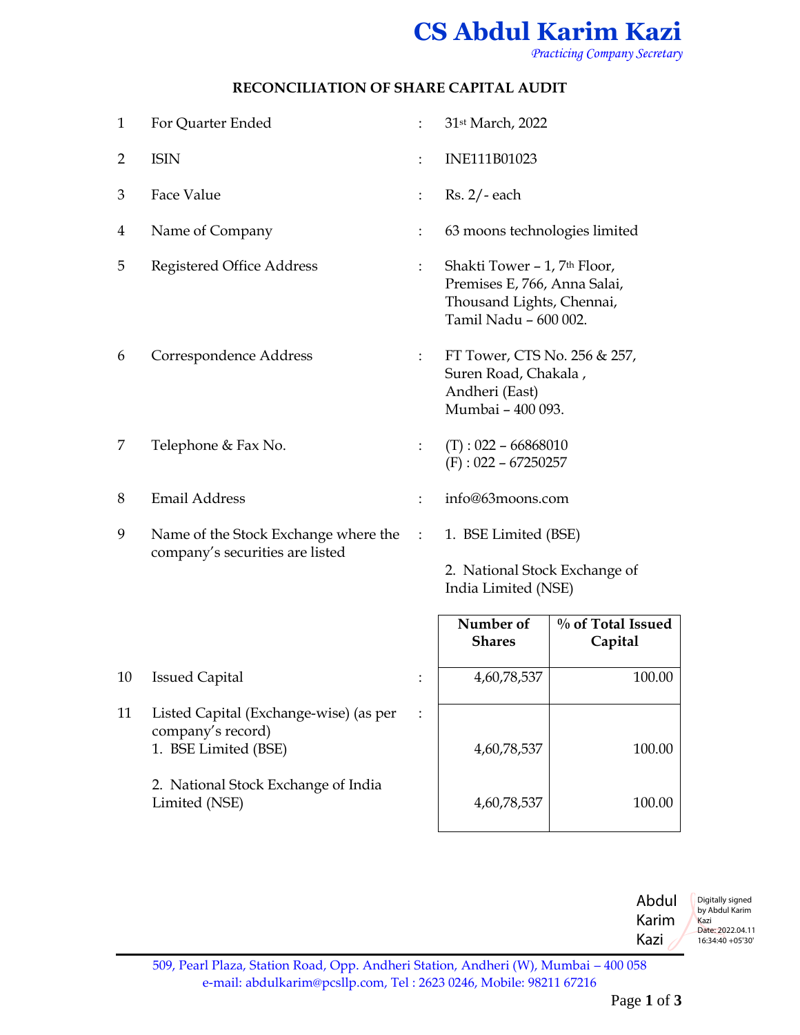# CS Abdul Karim Kazi

*Practicing Company Secretary*

## RECONCILIATION OF SHARE CAPITAL AUDIT

| | | | |
|---|---|---|---|
| 1 | For Quarter Ended | : | 31st March, 2022 |
| 2 | ISIN | : | INE111B01023 |
| 3 | Face Value | : | Rs. 2/- each |
| 4 | Name of Company | : | 63 moons technologies limited |
| 5 | Registered Office Address | : | Shakti Tower – 1, 7th Floor, Premises E, 766, Anna Salai, Thousand Lights, Chennai, Tamil Nadu – 600 002. |
| 6 | Correspondence Address | : | FT Tower, CTS No. 256 & 257, Suren Road, Chakala , Andheri (East) Mumbai – 400 093. |
| 7 | Telephone & Fax No. | : | (T) : 022 – 66868010<br>(F) : 022 – 67250257 |
| 8 | Email Address | : | info@63moons.com |
| 9 | Name of the Stock Exchange where the company's securities are listed | : | 1. BSE Limited (BSE)<br>2. National Stock Exchange of India Limited (NSE) |

| | | | Number of Shares | % of Total Issued Capital |
|---|---|---|---|---|
| 10 | Issued Capital | : | 4,60,78,537 | 100.00 |
| 11 | Listed Capital (Exchange-wise) (as per company's record) | : | | |
| | 1. BSE Limited (BSE) | | 4,60,78,537 | 100.00 |
| | 2. National Stock Exchange of India Limited (NSE) | | 4,60,78,537 | 100.00 |

Abdul Karim Kazi

Digitally signed by Abdul Karim Kazi
Date: 2022.04.11 16:34:40 +05'30'

509, Pearl Plaza, Station Road, Opp. Andheri Station, Andheri (W), Mumbai – 400 058
e-mail: abdulkarim@pcsllp.com, Tel : 2623 0246, Mobile: 98211 67216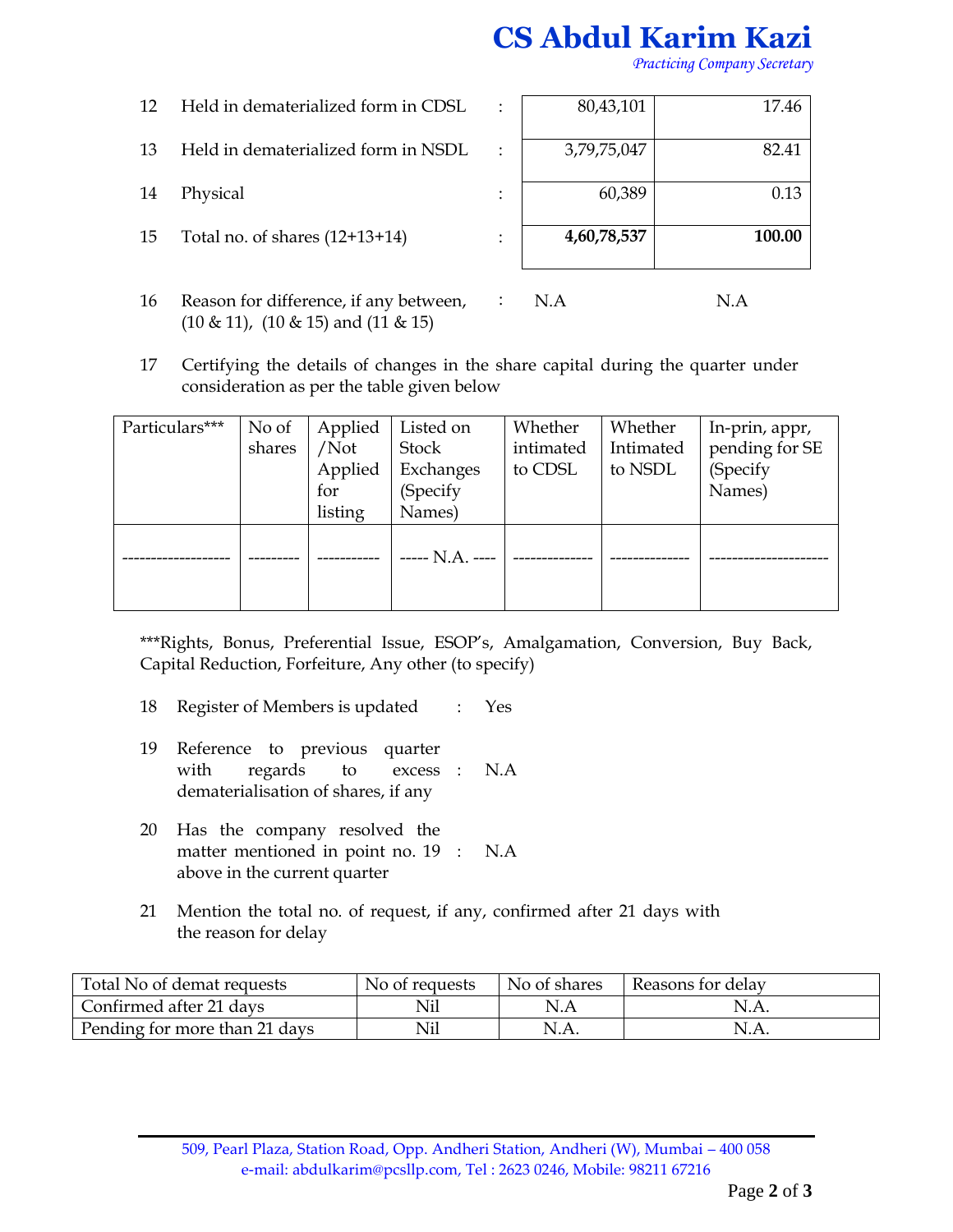| No. | Particulars | | No. of shares | % |
|---|---|---|---|---|
| 12 | Held in dematerialized form in CDSL | : | 80,43,101 | 17.46 |
| 13 | Held in dematerialized form in NSDL | : | 3,79,75,047 | 82.41 |
| 14 | Physical | : | 60,389 | 0.13 |
| 15 | Total no. of shares (12+13+14) | : | **4,60,78,537** | **100.00** |

16 Reason for difference, if any between, (10 & 11), (10 & 15) and (11 & 15) : N.A N.A

17 Certifying the details of changes in the share capital during the quarter under consideration as per the table given below

| Particulars*** | No of shares | Applied /Not Applied for listing | Listed on Stock Exchanges (Specify Names) | Whether intimated to CDSL | Whether Intimated to NSDL | In-prin, appr, pending for SE (Specify Names) |
|---|---|---|---|---|---|---|
| ------------------ | --------- | ----------- | ----- N.A. ---- | ------------- | ------------- | -------------------- |

***Rights, Bonus, Preferential Issue, ESOP's, Amalgamation, Conversion, Buy Back, Capital Reduction, Forfeiture, Any other (to specify)

18 Register of Members is updated : Yes

19 Reference to previous quarter with regards to excess dematerialisation of shares, if any : N.A

20 Has the company resolved the matter mentioned in point no. 19 above in the current quarter : N.A

21 Mention the total no. of request, if any, confirmed after 21 days with the reason for delay

| Total No of demat requests | No of requests | No of shares | Reasons for delay |
|---|---|---|---|
| Confirmed after 21 days | Nil | N.A | N.A. |
| Pending for more than 21 days | Nil | N.A. | N.A. |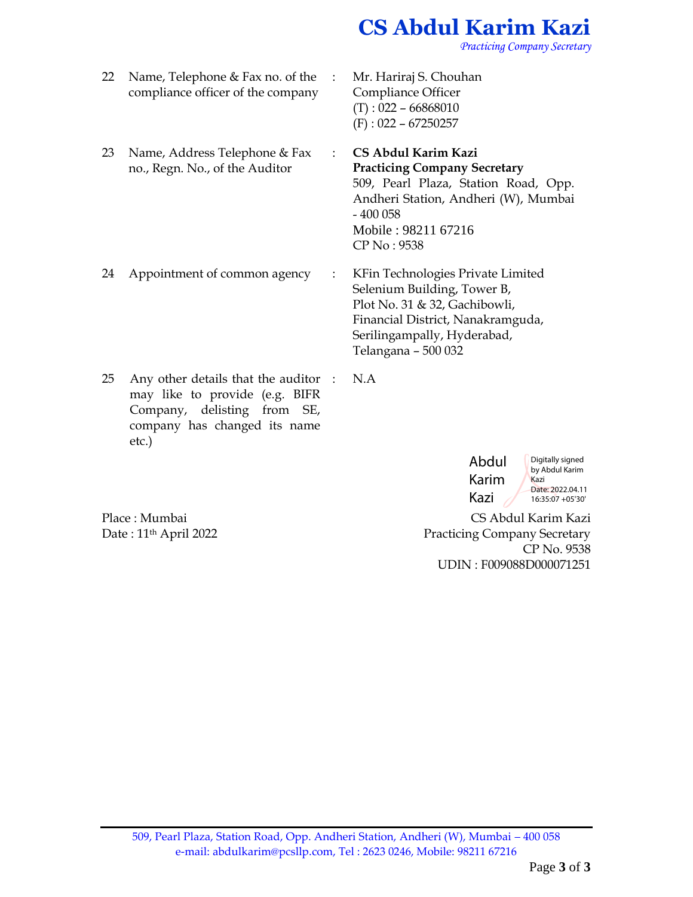| | | | |
|---|---|---|---|
| 22 | Name, Telephone & Fax no. of the compliance officer of the company | : | Mr. Hariraj S. Chouhan<br>Compliance Officer<br>(T) : 022 – 66868010<br>(F) : 022 – 67250257 |
| 23 | Name, Address Telephone & Fax no., Regn. No., of the Auditor | : | **CS Abdul Karim Kazi**<br>**Practicing Company Secretary**<br>509, Pearl Plaza, Station Road, Opp. Andheri Station, Andheri (W), Mumbai - 400 058<br>Mobile : 98211 67216<br>CP No : 9538 |
| 24 | Appointment of common agency | : | KFin Technologies Private Limited<br>Selenium Building, Tower B,<br>Plot No. 31 & 32, Gachibowli,<br>Financial District, Nanakramguda,<br>Serilingampally, Hyderabad,<br>Telangana – 500 032 |
| 25 | Any other details that the auditor may like to provide (e.g. BIFR Company, delisting from SE, company has changed its name etc.) | : | N.A |

Abdul Karim Kazi
Digitally signed by Abdul Karim Kazi
Date: 2022.04.11 16:35:07 +05'30'

Place : Mumbai
Date : 11th April 2022

CS Abdul Karim Kazi
Practicing Company Secretary
CP No. 9538
UDIN : F009088D000071251